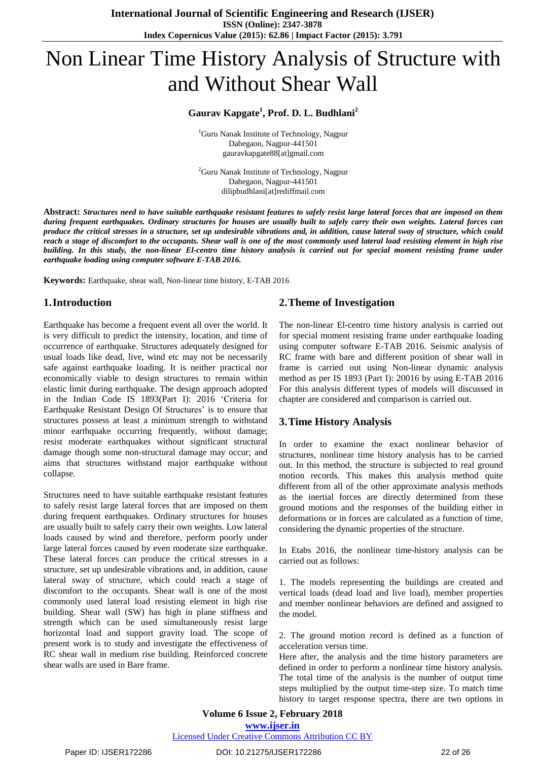# Non Linear Time History Analysis of Structure with and Without Shear Wall

**Gaurav Kapgate[1], Prof. D. L. Budhlani[2]**

[1]Guru Nanak Institute of Technology, Nagpur
Dahegaon, Nagpur-441501
gauravkapgate88[at]gmail.com

[2]Guru Nanak Institute of Technology, Nagpur
Dahegaon, Nagpur-441501
dilipbudhlani[at]rediffmail.com

**Abstract:** ***Structures need to have suitable earthquake resistant features to safely resist large lateral forces that are imposed on them during frequent earthquakes. Ordinary structures for houses are usually built to safely carry their own weights. Lateral forces can produce the critical stresses in a structure, set up undesirable vibrations and, in addition, cause lateral sway of structure, which could reach a stage of discomfort to the occupants. Shear wall is one of the most commonly used lateral load resisting element in high rise building. In this study, the non-linear El-centro time history analysis is carried out for special moment resisting frame under earthquake loading using computer software E-TAB 2016.***

**Keywords:** Earthquake, shear wall, Non-linear time history, E-TAB 2016

## 1. Introduction

Earthquake has become a frequent event all over the world. It is very difficult to predict the intensity, location, and time of occurrence of earthquake. Structures adequately designed for usual loads like dead, live, wind etc may not be necessarily safe against earthquake loading. It is neither practical nor economically viable to design structures to remain within elastic limit during earthquake. The design approach adopted in the Indian Code IS 1893(Part I): 2016 'Criteria for Earthquake Resistant Design Of Structures' is to ensure that structures possess at least a minimum strength to withstand minor earthquake occurring frequently, without damage; resist moderate earthquakes without significant structural damage though some non-structural damage may occur; and aims that structures withstand major earthquake without collapse.

Structures need to have suitable earthquake resistant features to safely resist large lateral forces that are imposed on them during frequent earthquakes. Ordinary structures for houses are usually built to safely carry their own weights. Low lateral loads caused by wind and therefore, perform poorly under large lateral forces caused by even moderate size earthquake. These lateral forces can produce the critical stresses in a structure, set up undesirable vibrations and, in addition, cause lateral sway of structure, which could reach a stage of discomfort to the occupants. Shear wall is one of the most commonly used lateral load resisting element in high rise building. Shear wall (SW) has high in plane stiffness and strength which can be used simultaneously resist large horizontal load and support gravity load. The scope of present work is to study and investigate the effectiveness of RC shear wall in medium rise building. Reinforced concrete shear walls are used in Bare frame.

## 2. Theme of Investigation

The non-linear El-centro time history analysis is carried out for special moment resisting frame under earthquake loading using computer software E-TAB 2016. Seismic analysis of RC frame with bare and different position of shear wall in frame is carried out using Non-linear dynamic analysis method as per IS 1893 (Part I): 20016 by using E-TAB 2016 For this analysis different types of models will discussed in chapter are considered and comparison is carried out.

## 3. Time History Analysis

In order to examine the exact nonlinear behavior of structures, nonlinear time history analysis has to be carried out. In this method, the structure is subjected to real ground motion records. This makes this analysis method quite different from all of the other approximate analysis methods as the inertial forces are directly determined from these ground motions and the responses of the building either in deformations or in forces are calculated as a function of time, considering the dynamic properties of the structure.

In Etabs 2016, the nonlinear time-history analysis can be carried out as follows:

1. The models representing the buildings are created and vertical loads (dead load and live load), member properties and member nonlinear behaviors are defined and assigned to the model.

2. The ground motion record is defined as a function of acceleration versus time.
Here after, the analysis and the time history parameters are defined in order to perform a nonlinear time history analysis. The total time of the analysis is the number of output time steps multiplied by the output time-step size. To match time history to target response spectra, there are two options in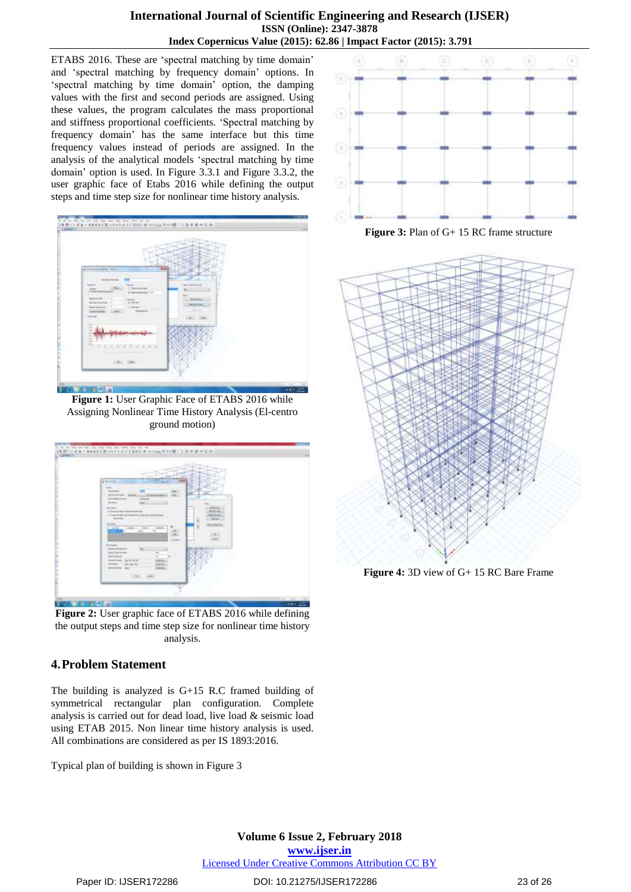ETABS 2016. These are 'spectral matching by time domain' and 'spectral matching by frequency domain' options. In 'spectral matching by time domain' option, the damping values with the first and second periods are assigned. Using these values, the program calculates the mass proportional and stiffness proportional coefficients. 'Spectral matching by frequency domain' has the same interface but this time frequency values instead of periods are assigned. In the analysis of the analytical models 'spectral matching by time domain' option is used. In Figure 3.3.1 and Figure 3.3.2, the user graphic face of Etabs 2016 while defining the output steps and time step size for nonlinear time history analysis.

**Figure 1:** User Graphic Face of ETABS 2016 while Assigning Nonlinear Time History Analysis (El-centro ground motion)

**Figure 2:** User graphic face of ETABS 2016 while defining the output steps and time step size for nonlinear time history analysis.

## 4. Problem Statement

The building is analyzed is G+15 R.C framed building of symmetrical rectangular plan configuration. Complete analysis is carried out for dead load, live load & seismic load using ETAB 2015. Non linear time history analysis is used. All combinations are considered as per IS 1893:2016.

Typical plan of building is shown in Figure 3

**Figure 3:** Plan of G+ 15 RC frame structure

**Figure 4:** 3D view of G+ 15 RC Bare Frame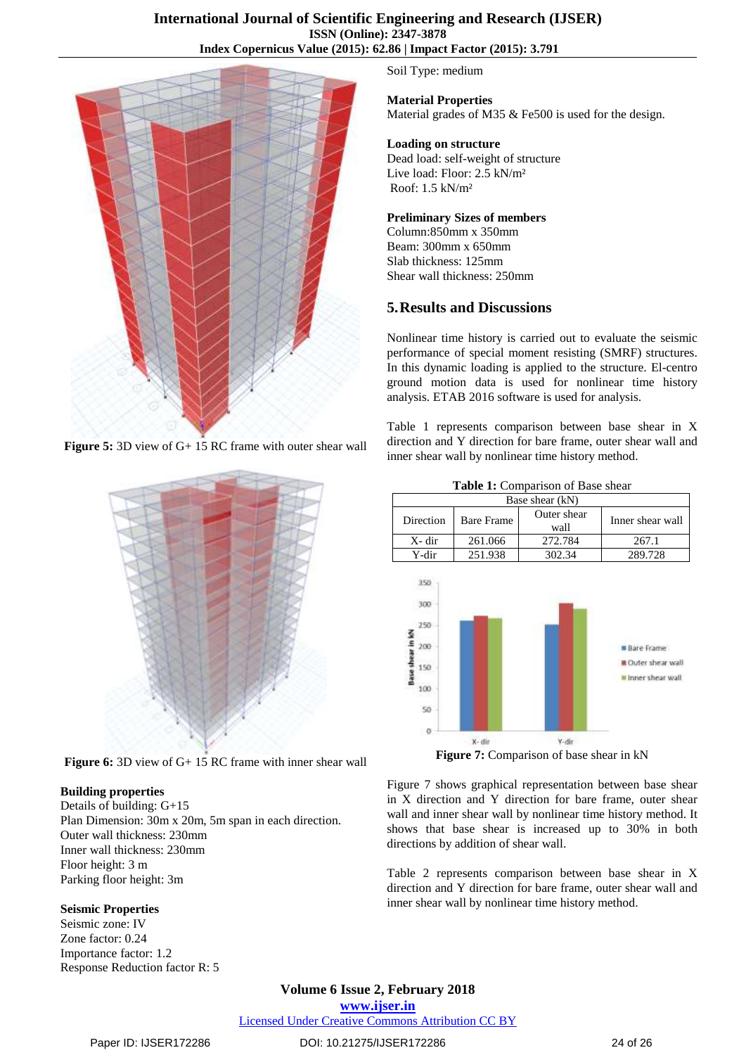**Figure 5:** 3D view of G+ 15 RC frame with outer shear wall

**Figure 6:** 3D view of G+ 15 RC frame with inner shear wall

**Building properties**
Details of building: G+15
Plan Dimension: 30m x 20m, 5m span in each direction.
Outer wall thickness: 230mm
Inner wall thickness: 230mm
Floor height: 3 m
Parking floor height: 3m

**Seismic Properties**
Seismic zone: IV
Zone factor: 0.24
Importance factor: 1.2
Response Reduction factor R: 5

Soil Type: medium

**Material Properties**
Material grades of M35 & Fe500 is used for the design.

**Loading on structure**
Dead load: self-weight of structure
Live load: Floor: 2.5 kN/m²
Roof: 1.5 kN/m²

**Preliminary Sizes of members**
Column:850mm x 350mm
Beam: 300mm x 650mm
Slab thickness: 125mm
Shear wall thickness: 250mm

## 5. Results and Discussions

Nonlinear time history is carried out to evaluate the seismic performance of special moment resisting (SMRF) structures. In this dynamic loading is applied to the structure. El-centro ground motion data is used for nonlinear time history analysis. ETAB 2016 software is used for analysis.

Table 1 represents comparison between base shear in X direction and Y direction for bare frame, outer shear wall and inner shear wall by nonlinear time history method.

**Table 1:** Comparison of Base shear

| Base shear (kN) | | | |
|---|---|---|---|
| Direction | Bare Frame | Outer shear wall | Inner shear wall |
| X- dir | 261.066 | 272.784 | 267.1 |
| Y-dir | 251.938 | 302.34 | 289.728 |

**Figure 7:** Comparison of base shear in kN

Figure 7 shows graphical representation between base shear in X direction and Y direction for bare frame, outer shear wall and inner shear wall by nonlinear time history method. It shows that base shear is increased up to 30% in both directions by addition of shear wall.

Table 2 represents comparison between base shear in X direction and Y direction for bare frame, outer shear wall and inner shear wall by nonlinear time history method.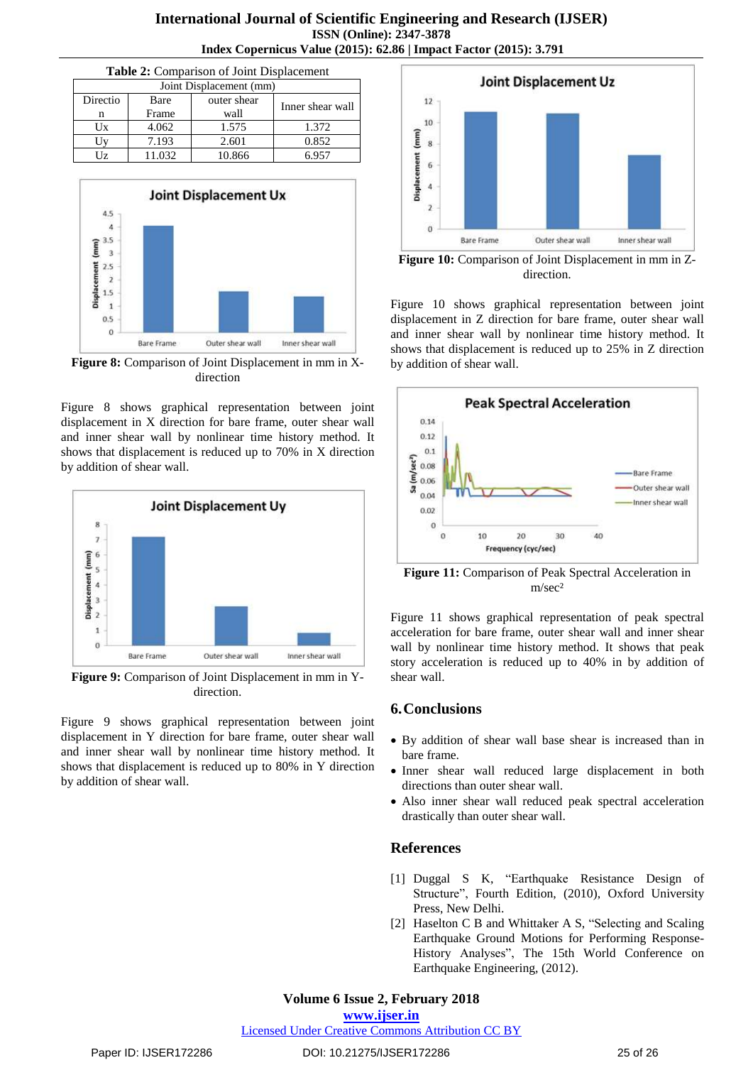**Table 2:** Comparison of Joint Displacement

| Joint Displacement (mm) | | | |
|---|---|---|---|
| Direction | Bare Frame | outer shear wall | Inner shear wall |
| Ux | 4.062 | 1.575 | 1.372 |
| Uy | 7.193 | 2.601 | 0.852 |
| Uz | 11.032 | 10.866 | 6.957 |

**Figure 8:** Comparison of Joint Displacement in mm in X-direction

Figure 8 shows graphical representation between joint displacement in X direction for bare frame, outer shear wall and inner shear wall by nonlinear time history method. It shows that displacement is reduced up to 70% in X direction by addition of shear wall.

**Figure 9:** Comparison of Joint Displacement in mm in Y-direction.

Figure 9 shows graphical representation between joint displacement in Y direction for bare frame, outer shear wall and inner shear wall by nonlinear time history method. It shows that displacement is reduced up to 80% in Y direction by addition of shear wall.

**Figure 10:** Comparison of Joint Displacement in mm in Z-direction.

Figure 10 shows graphical representation between joint displacement in Z direction for bare frame, outer shear wall and inner shear wall by nonlinear time history method. It shows that displacement is reduced up to 25% in Z direction by addition of shear wall.

**Figure 11:** Comparison of Peak Spectral Acceleration in m/sec²

Figure 11 shows graphical representation of peak spectral acceleration for bare frame, outer shear wall and inner shear wall by nonlinear time history method. It shows that peak story acceleration is reduced up to 40% in by addition of shear wall.

## 6. Conclusions

- By addition of shear wall base shear is increased than in bare frame.
- Inner shear wall reduced large displacement in both directions than outer shear wall.
- Also inner shear wall reduced peak spectral acceleration drastically than outer shear wall.

## References

[1] Duggal S K, "Earthquake Resistance Design of Structure", Fourth Edition, (2010), Oxford University Press, New Delhi.

[2] Haselton C B and Whittaker A S, "Selecting and Scaling Earthquake Ground Motions for Performing Response-History Analyses", The 15th World Conference on Earthquake Engineering, (2012).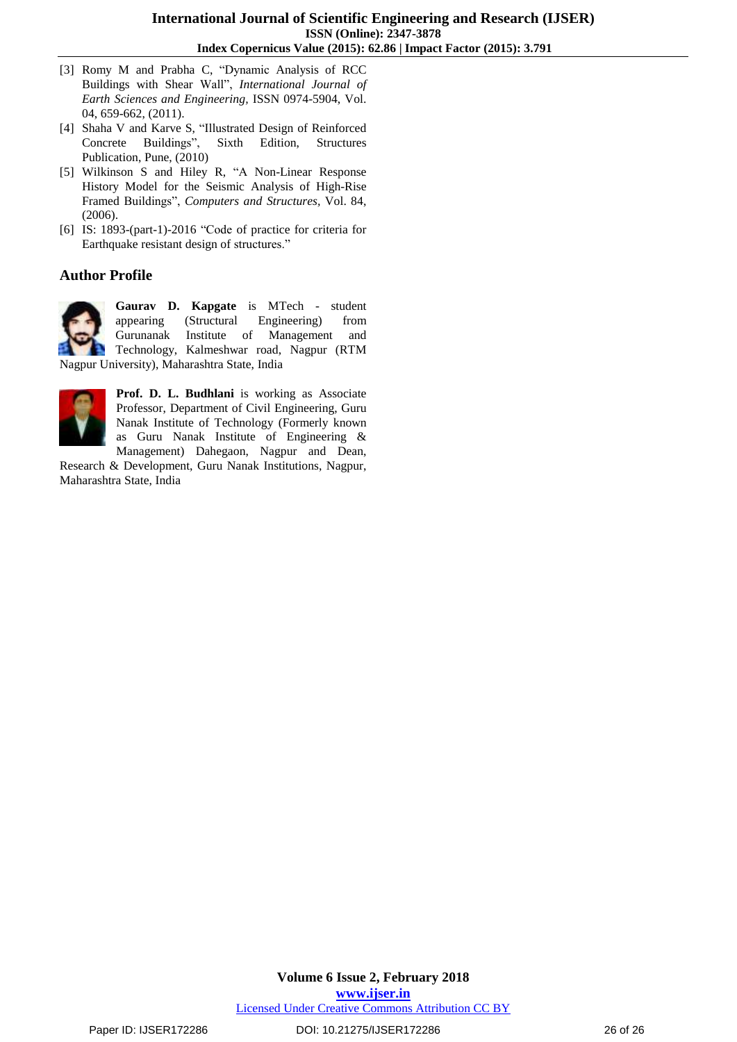[3] Romy M and Prabha C, "Dynamic Analysis of RCC Buildings with Shear Wall", *International Journal of Earth Sciences and Engineering*, ISSN 0974-5904, Vol. 04, 659-662, (2011).

[4] Shaha V and Karve S, "Illustrated Design of Reinforced Concrete Buildings", Sixth Edition, Structures Publication, Pune, (2010)

[5] Wilkinson S and Hiley R, "A Non-Linear Response History Model for the Seismic Analysis of High-Rise Framed Buildings", *Computers and Structures*, Vol. 84, (2006).

[6] IS: 1893-(part-1)-2016 "Code of practice for criteria for Earthquake resistant design of structures."

## Author Profile

**Gaurav D. Kapgate** is MTech - student appearing (Structural Engineering) from Gurunanak Institute of Management and Technology, Kalmeshwar road, Nagpur (RTM Nagpur University), Maharashtra State, India

**Prof. D. L. Budhlani** is working as Associate Professor, Department of Civil Engineering, Guru Nanak Institute of Technology (Formerly known as Guru Nanak Institute of Engineering & Management) Dahegaon, Nagpur and Dean, Research & Development, Guru Nanak Institutions, Nagpur, Maharashtra State, India